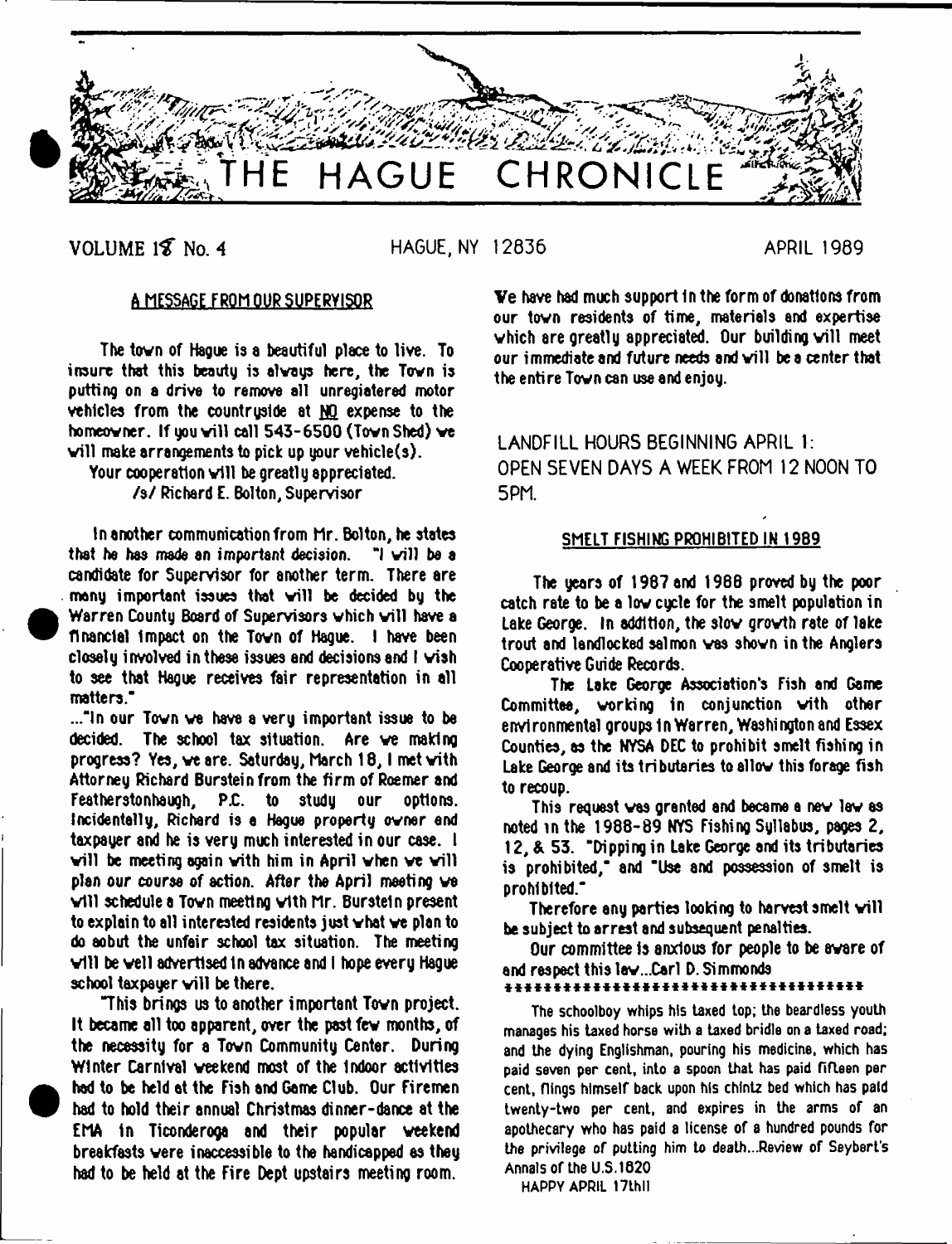# THE HAGUE CHRONICLE

VOLUME 1ꝏ No. 4 HAGUE, NY 12836 APRIL 1989

## A MESSAGE FROM OUR SUPERVISOR

The town of Hague is a beautiful place to live. To insure that this beauty is always here, the Town is putting on a drive to remove all unregistered motor vehicles from the countryside at NO expense to the homeowner. If you will call 543-6500 (Town Shed) we will make arrangements to pick up your vehicle(s).

Your cooperation will be greatly appreciated.

/s/ Richard E. Bolton, Supervisor

In another communication from Mr. Bolton, he states that he has made an important decision. "I will be a candidate for Supervisor for another term. There are many important issues that will be decided by the Warren County Board of Supervisors which will have a financial impact on the Town of Hague. I have been closely involved in these issues and decisions and I wish to see that Hague receives fair representation in all matters."

..."In our Town we have a very important issue to be decided. The school tax situation. Are we making progress? Yes, we are. Saturday, March 18, I met with Attorney Richard Burstein from the firm of Roemer and Featherstonhaugh, P.C. to study our options. Incidentally, Richard is a Hague property owner and taxpayer and he is very much interested in our case. I will be meeting again with him in April when we will plan our course of action. After the April meeting we will schedule a Town meeting with Mr. Burstein present to explain to all interested residents just what we plan to do aobut the unfair school tax situation. The meeting will be well advertised in advance and I hope every Hague school taxpayer will be there.

"This brings us to another important Town project. It became all too apparent, over the past few months, of the necessity for a Town Community Center. During Winter Carnival weekend most of the indoor activities had to be held at the Fish and Game Club. Our Firemen had to hold their annual Christmas dinner-dance at the EMA in Ticonderoga and their popular weekend breakfasts were inaccessible to the handicapped as they had to be held at the Fire Dept upstairs meeting room. We have had much support in the form of donations from our town residents of time, materials and expertise which are greatly appreciated. Our building will meet our immediate and future needs and will be a center that the entire Town can use and enjoy.

## LANDFILL HOURS BEGINNING APRIL 1: OPEN SEVEN DAYS A WEEK FROM 12 NOON TO 5PM.

## SMELT FISHING PROHIBITED IN 1989

The years of 1987 and 1988 proved by the poor catch rate to be a low cycle for the smelt population in Lake George. In addition, the slow growth rate of lake trout and landlocked salmon was shown in the Anglers Cooperative Guide Records.

The Lake George Association's Fish and Game Committee, working in conjunction with other environmental groups in Warren, Washington and Essex Counties, as the NYSA DEC to prohibit smelt fishing in Lake George and its tributaries to allow this forage fish to recoup.

This request was granted and became a new law as noted in the 1988-89 NYS Fishing Syllabus, pages 2, 12, & 53. "Dipping in Lake George and its tributaries is prohibited," and "Use and possession of smelt is prohibited."

Therefore any parties looking to harvest smelt will be subject to arrest and subsequent penalties.

Our committee is anxious for people to be aware of and respect this law...Carl D. Simmonds

\*\*\*\*\*\*\*\*\*\*\*\*\*\*\*\*\*\*\*\*\*\*\*\*\*\*\*\*\*\*\*\*\*\*\*\*

The schoolboy whips his taxed top; the beardless youth manages his taxed horse with a taxed bridle on a taxed road; and the dying Englishman, pouring his medicine, which has paid seven per cent, into a spoon that has paid fifteen per cent, flings himself back upon his chintz bed which has paid twenty-two per cent, and expires in the arms of an apothecary who has paid a license of a hundred pounds for the privilege of putting him to death...Review of Seybert's Annals of the U.S.1820

HAPPY APRIL 17th!!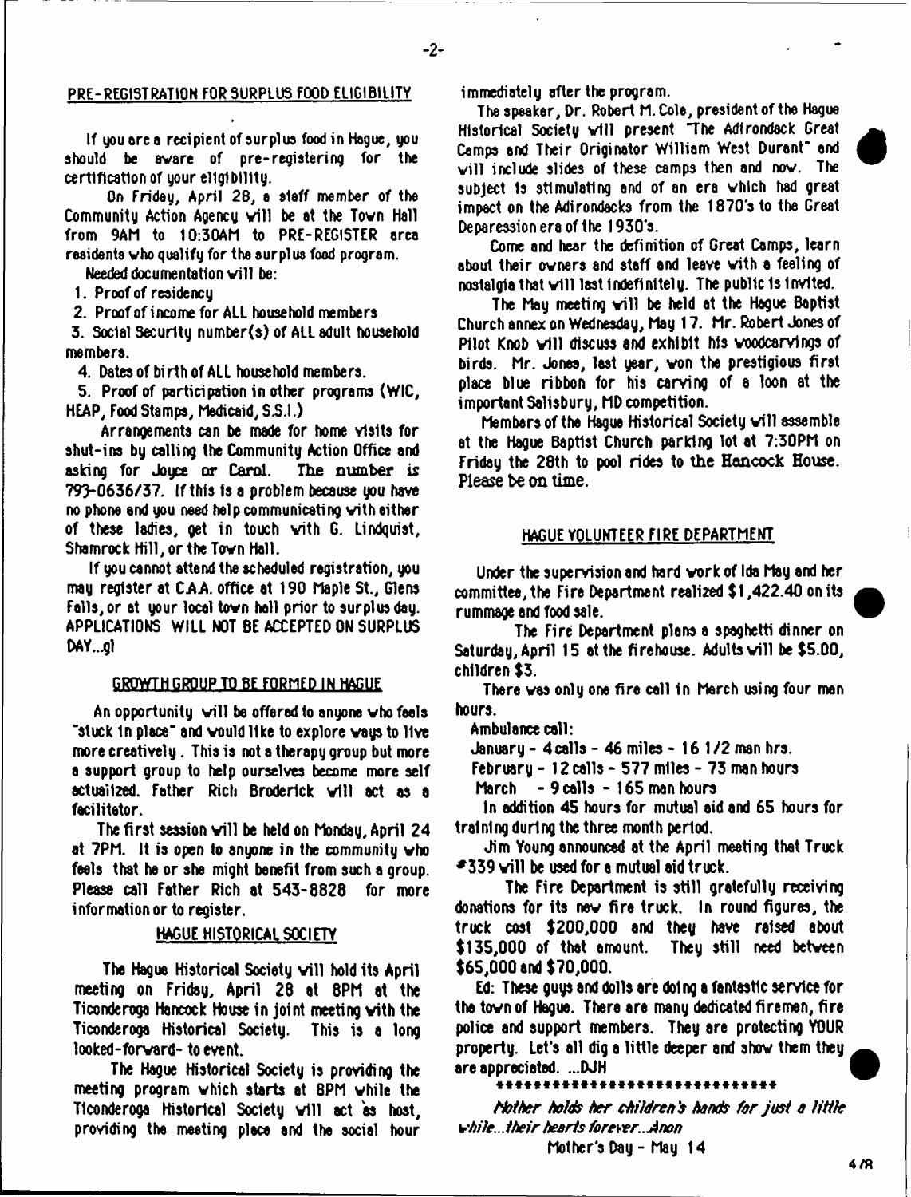## PRE-REGISTRATION FOR SURPLUS FOOD ELIGIBILITY

If you are a recipient of surplus food in Hague, you should be aware of pre-registering for the certification of your eligibility.

On Friday, April 28, a staff member of the Community Action Agency will be at the Town Hall from 9AM to 10:30AM to PRE-REGISTER area residents who qualify for the surplus food program.

Needed documentation will be:

1. Proof of residency
2. Proof of income for ALL household members
3. Social Security number(s) of ALL adult household members.
4. Dates of birth of ALL household members.
5. Proof of participation in other programs (WIC, HEAP, Food Stamps, Medicaid, S.S.I.)

Arrangements can be made for home visits for shut-ins by calling the Community Action Office and asking for Joyce or Carol. The number is 793-0636/37. If this is a problem because you have no phone and you need help communicating with either of these ladies, get in touch with G. Lindquist, Shamrock Hill, or the Town Hall.

If you cannot attend the scheduled registration, you may register at C.A.A. office at 190 Maple St., Glens Falls, or at your local town hall prior to surplus day. APPLICATIONS WILL NOT BE ACCEPTED ON SURPLUS DAY...gl

## GROWTH GROUP TO BE FORMED IN HAGUE

An opportunity will be offered to anyone who feels "stuck in place" and would like to explore ways to live more creatively. This is not a therapy group but more a support group to help ourselves become more self actualized. Father Rich Broderick will act as a facilitator.

The first session will be held on Monday, April 24 at 7PM. It is open to anyone in the community who feels that he or she might benefit from such a group. Please call Father Rich at 543-8828 for more information or to register.

## HAGUE HISTORICAL SOCIETY

The Hague Historical Society will hold its April meeting on Friday, April 28 at 8PM at the Ticonderoga Hancock House in joint meeting with the Ticonderoga Historical Society. This is a long looked-forward- to event.

The Hague Historical Society is providing the meeting program which starts at 8PM while the Ticonderoga Historical Society will act as host, providing the meeting place and the social hour immediately after the program.

The speaker, Dr. Robert M. Cole, president of the Hague Historical Society will present "The Adirondack Great Camps and Their Originator William West Durant" and will include slides of these camps then and now. The subject is stimulating and of an era which had great impact on the Adirondacks from the 1870's to the Great Deparession era of the 1930's.

Come and hear the definition of Great Camps, learn about their owners and staff and leave with a feeling of nostalgia that will last indefinitely. The public is invited.

The May meeting will be held at the Hague Baptist Church annex on Wednesday, May 17. Mr. Robert Jones of Pilot Knob will discuss and exhibit his woodcarvings of birds. Mr. Jones, last year, won the prestigious first place blue ribbon for his carving of a loon at the important Salisbury, MD competition.

Members of the Hague Historical Society will assemble at the Hague Baptist Church parking lot at 7:30PM on Friday the 28th to pool rides to the Hancock House. Please be on time.

## HAGUE VOLUNTEER FIRE DEPARTMENT

Under the supervision and hard work of Ida May and her committee, the Fire Department realized $1,422.40 on its rummage and food sale.

The Fire Department plans a spaghetti dinner on Saturday, April 15 at the firehouse. Adults will be $5.00, children $3.

There was only one fire call in March using four man hours.

Ambulance call:

January - 4 calls - 46 miles - 16 1/2 man hrs.

February - 12 calls - 577 miles - 73 man hours

March - 9 calls - 165 man hours

In addition 45 hours for mutual aid and 65 hours for training during the three month period.

Jim Young announced at the April meeting that Truck #339 will be used for a mutual aid truck.

The Fire Department is still gratefully receiving donations for its new fire truck. In round figures, the truck cost $200,000 and they have raised about $135,000 of that amount. They still need between $65,000 and $70,000.

Ed: These guys and dolls are doing a fantastic service for the town of Hague. There are many dedicated firemen, fire police and support members. They are protecting YOUR property. Let's all dig a little deeper and show them they are appreciated. ...DJH

******************************

*Mother holds her children's hands for just a little while...their hearts forever...Anon*

Mother's Day - May 14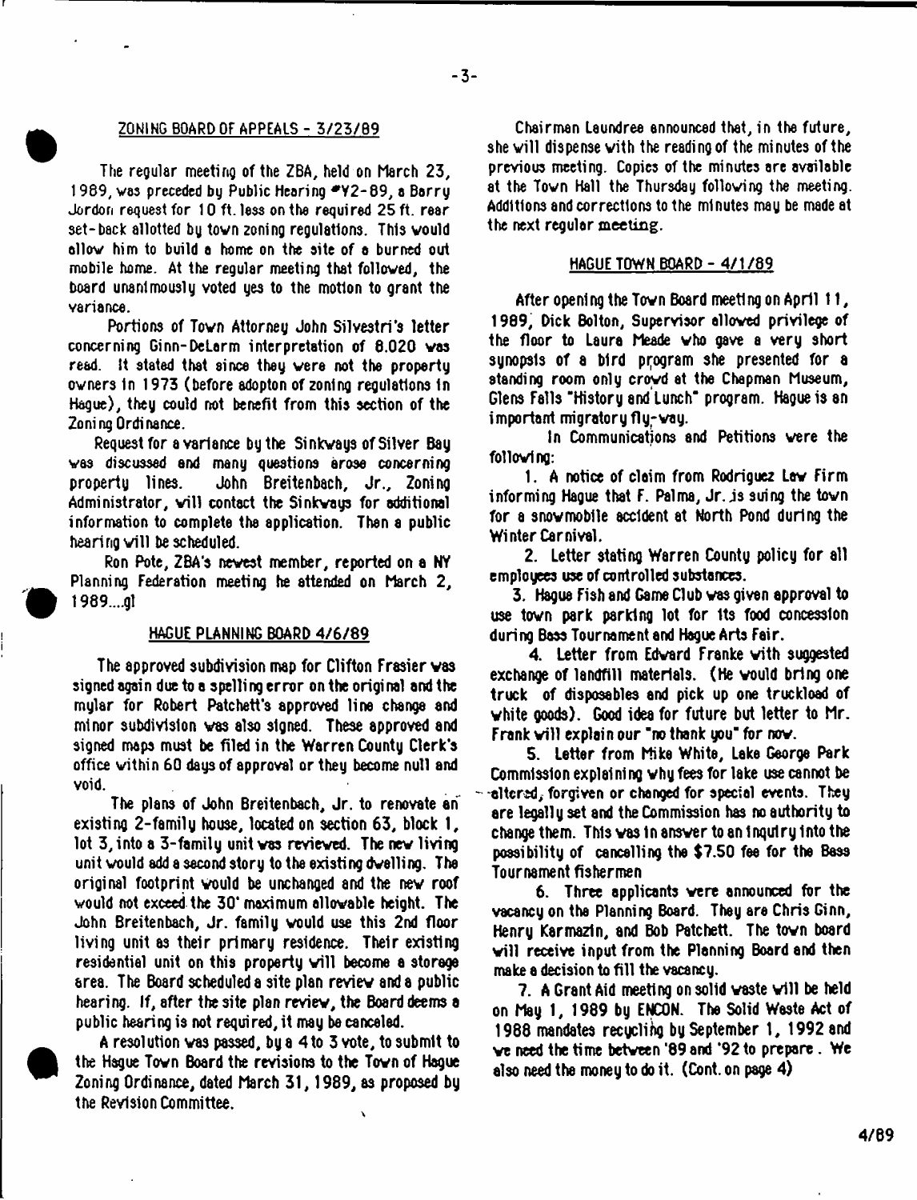## ZONING BOARD OF APPEALS - 3/23/89

The regular meeting of the ZBA, held on March 23, 1989, was preceded by Public Hearing #Y2-89, a Barry Jordon request for 10 ft. less on the required 25 ft. rear set-back allotted by town zoning regulations. This would allow him to build a home on the site of a burned out mobile home. At the regular meeting that followed, the board unanimously voted yes to the motion to grant the variance.

Portions of Town Attorney John Silvestri's letter concerning Ginn-DeLarm interpretation of 8.020 was read. It stated that since they were not the property owners in 1973 (before adopton of zoning regulations in Hague), they could not benefit from this section of the Zoning Ordinance.

Request for a variance by the Sinkways of Silver Bay was discussed and many questions arose concerning property lines. John Breitenbach, Jr., Zoning Administrator, will contact the Sinkways for additional information to complete the application. Then a public hearing will be scheduled.

Ron Pote, ZBA's newest member, reported on a NY Planning Federation meeting he attended on March 2, 1989....gl

## HAGUE PLANNING BOARD 4/6/89

The approved subdivision map for Clifton Frasier was signed again due to a spelling error on the original and the mylar for Robert Patchett's approved line change and minor subdivision was also signed. These approved and signed maps must be filed in the Warren County Clerk's office within 60 days of approval or they become null and void.

The plans of John Breitenbach, Jr. to renovate an existing 2-family house, located on section 63, block 1, lot 3, into a 3-family unit was reviewed. The new living unit would add a second story to the existing dwelling. The original footprint would be unchanged and the new roof would not exceed the 30' maximum allowable height. The John Breitenbach, Jr. family would use this 2nd floor living unit as their primary residence. Their existing residential unit on this property will become a storage area. The Board scheduled a site plan review and a public hearing. If, after the site plan review, the Board deems a public hearing is not required, it may be canceled.

A resolution was passed, by a 4 to 3 vote, to submit to the Hague Town Board the revisions to the Town of Hague Zoning Ordinance, dated March 31, 1989, as proposed by the Revision Committee.

Chairman Laundree announced that, in the future, she will dispense with the reading of the minutes of the previous meeting. Copies of the minutes are available at the Town Hall the Thursday following the meeting. Additions and corrections to the minutes may be made at the next regular meeting.

## HAGUE TOWN BOARD - 4/1/89

After opening the Town Board meeting on April 11, 1989, Dick Bolton, Supervisor allowed privilege of the floor to Laura Meade who gave a very short synopsis of a bird program she presented for a standing room only crowd at the Chapman Museum, Glens Falls "History and Lunch" program. Hague is an important migratory fly-way.

In Communications and Petitions were the following:

1. A notice of claim from Rodriguez Law Firm informing Hague that F. Palma, Jr. is suing the town for a snowmobile accident at North Pond during the Winter Carnival.

2. Letter stating Warren County policy for all employees use of controlled substances.

3. Hague Fish and Game Club was given approval to use town park parking lot for its food concession during Bass Tournament and Hague Arts Fair.

4. Letter from Edward Franke with suggested exchange of landfill materials. (He would bring one truck of disposables and pick up one truckload of white goods). Good idea for future but letter to Mr. Frank will explain our "no thank you" for now.

5. Letter from Mike White, Lake George Park Commission explaining why fees for lake use cannot be altered, forgiven or changed for special events. They are legally set and the Commission has no authority to change them. This was in answer to an inquiry into the possibility of cancelling the $7.50 fee for the Bass Tournament fishermen

6. Three applicants were announced for the vacancy on the Planning Board. They are Chris Ginn, Henry Karmazin, and Bob Patchett. The town board will receive input from the Planning Board and then make a decision to fill the vacancy.

7. A Grant Aid meeting on solid waste will be held on May 1, 1989 by ENCON. The Solid Waste Act of 1988 mandates recycling by September 1, 1992 and we need the time between '89 and '92 to prepare. We also need the money to do it. (Cont. on page 4)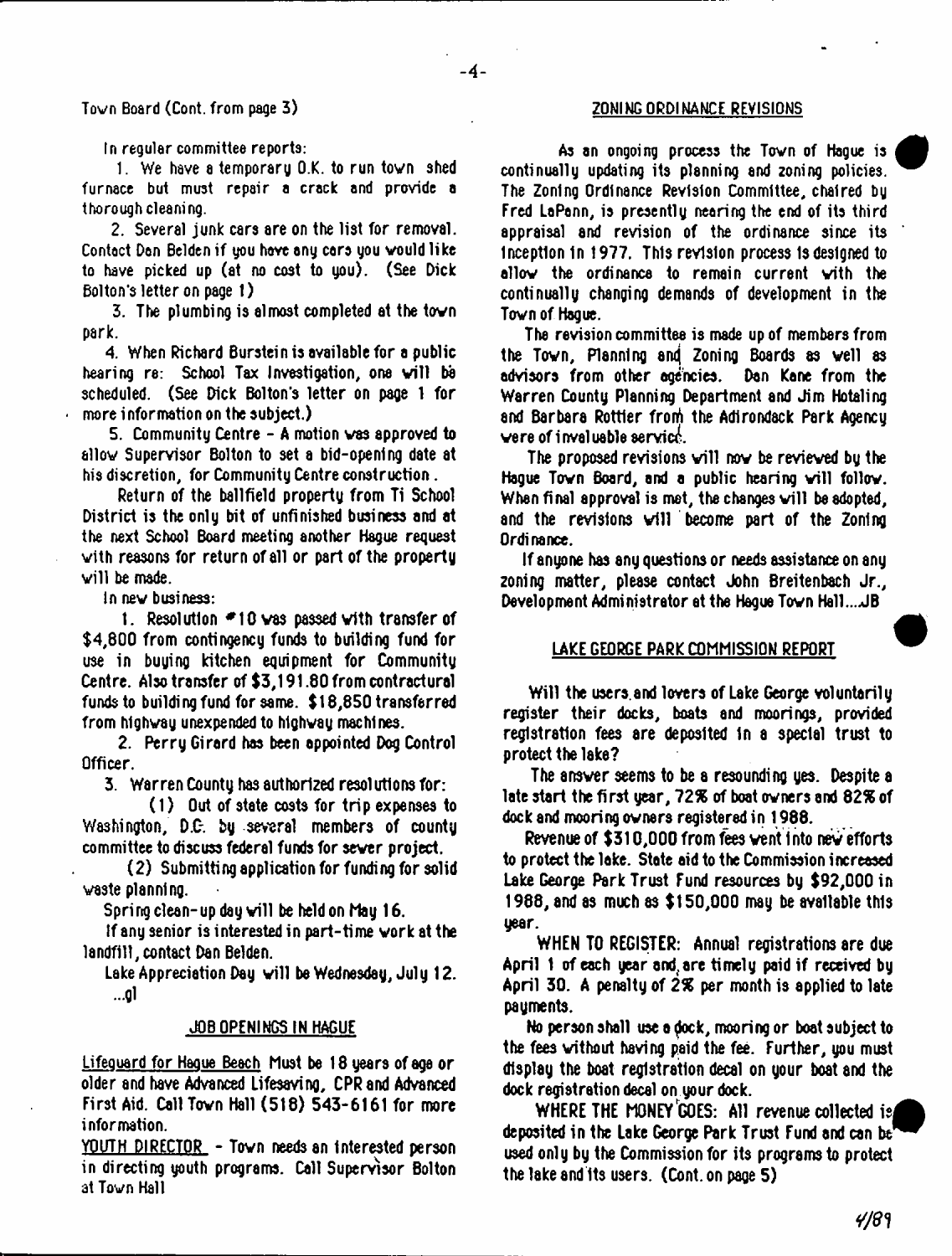Town Board (Cont. from page 3)

In regular committee reports:

1. We have a temporary O.K. to run town shed furnace but must repair a crack and provide a thorough cleaning.

2. Several junk cars are on the list for removal. Contact Dan Belden if you have any cars you would like to have picked up (at no cost to you). (See Dick Bolton's letter on page 1)

3. The plumbing is almost completed at the town park.

4. When Richard Burstein is available for a public hearing re: School Tax Investigation, one will be scheduled. (See Dick Bolton's letter on page 1 for more information on the subject.)

5. Community Centre - A motion was approved to allow Supervisor Bolton to set a bid-opening date at his discretion, for Community Centre construction.

Return of the ballfield property from Ti School District is the only bit of unfinished business and at the next School Board meeting another Hague request with reasons for return of all or part of the property will be made.

In new business:

1. Resolution #10 was passed with transfer of $4,800 from contingency funds to building fund for use in buying kitchen equipment for Community Centre. Also transfer of $3,191.80 from contractural funds to building fund for same. $18,850 transferred from highway unexpended to highway machines.

2. Perry Girard has been appointed Dog Control Officer.

3. Warren County has authorized resolutions for:

(1) Out of state costs for trip expenses to Washington, D.C. by several members of county committee to discuss federal funds for sewer project.

(2) Submitting application for funding for solid waste planning.

Spring clean-up day will be held on May 16.

If any senior is interested in part-time work at the landfill, contact Dan Belden.

Lake Appreciation Day will be Wednesday, July 12. ...gl

## JOB OPENINGS IN HAGUE

Lifeguard for Hague Beach Must be 18 years of age or older and have Advanced Lifesaving, CPR and Advanced First Aid. Call Town Hall (518) 543-6161 for more information.

YOUTH DIRECTOR - Town needs an interested person in directing youth programs. Call Supervisor Bolton at Town Hall

## ZONING ORDINANCE REVISIONS

As an ongoing process the Town of Hague is continually updating its planning and zoning policies. The Zoning Ordinance Revision Committee, chaired by Fred LaPann, is presently nearing the end of its third appraisal and revision of the ordinance since its inception in 1977. This revision process is designed to allow the ordinance to remain current with the continually changing demands of development in the Town of Hague.

The revision committee is made up of members from the Town, Planning and Zoning Boards as well as advisors from other agencies. Dan Kane from the Warren County Planning Department and Jim Hotaling and Barbara Rottier from the Adirondack Park Agency were of invaluable service.

The proposed revisions will now be reviewed by the Hague Town Board, and a public hearing will follow. When final approval is met, the changes will be adopted, and the revisions will become part of the Zoning Ordinance.

If anyone has any questions or needs assistance on any zoning matter, please contact John Breitenbach Jr., Development Administrator at the Hague Town Hall....JB

## LAKE GEORGE PARK COMMISSION REPORT

Will the users and lovers of Lake George voluntarily register their docks, boats and moorings, provided registration fees are deposited in a special trust to protect the lake?

The answer seems to be a resounding yes. Despite a late start the first year, 72% of boat owners and 82% of dock and mooring owners registered in 1988.

Revenue of $310,000 from fees went into new efforts to protect the lake. State aid to the Commission increased Lake George Park Trust Fund resources by $92,000 in 1988, and as much as $150,000 may be available this year.

WHEN TO REGISTER: Annual registrations are due April 1 of each year and are timely paid if received by April 30. A penalty of 2% per month is applied to late payments.

No person shall use a dock, mooring or boat subject to the fees without having paid the fee. Further, you must display the boat registration decal on your boat and the dock registration decal on your dock.

WHERE THE MONEY GOES: All revenue collected is deposited in the Lake George Park Trust Fund and can be used only by the Commission for its programs to protect the lake and its users. (Cont. on page 5)

4/89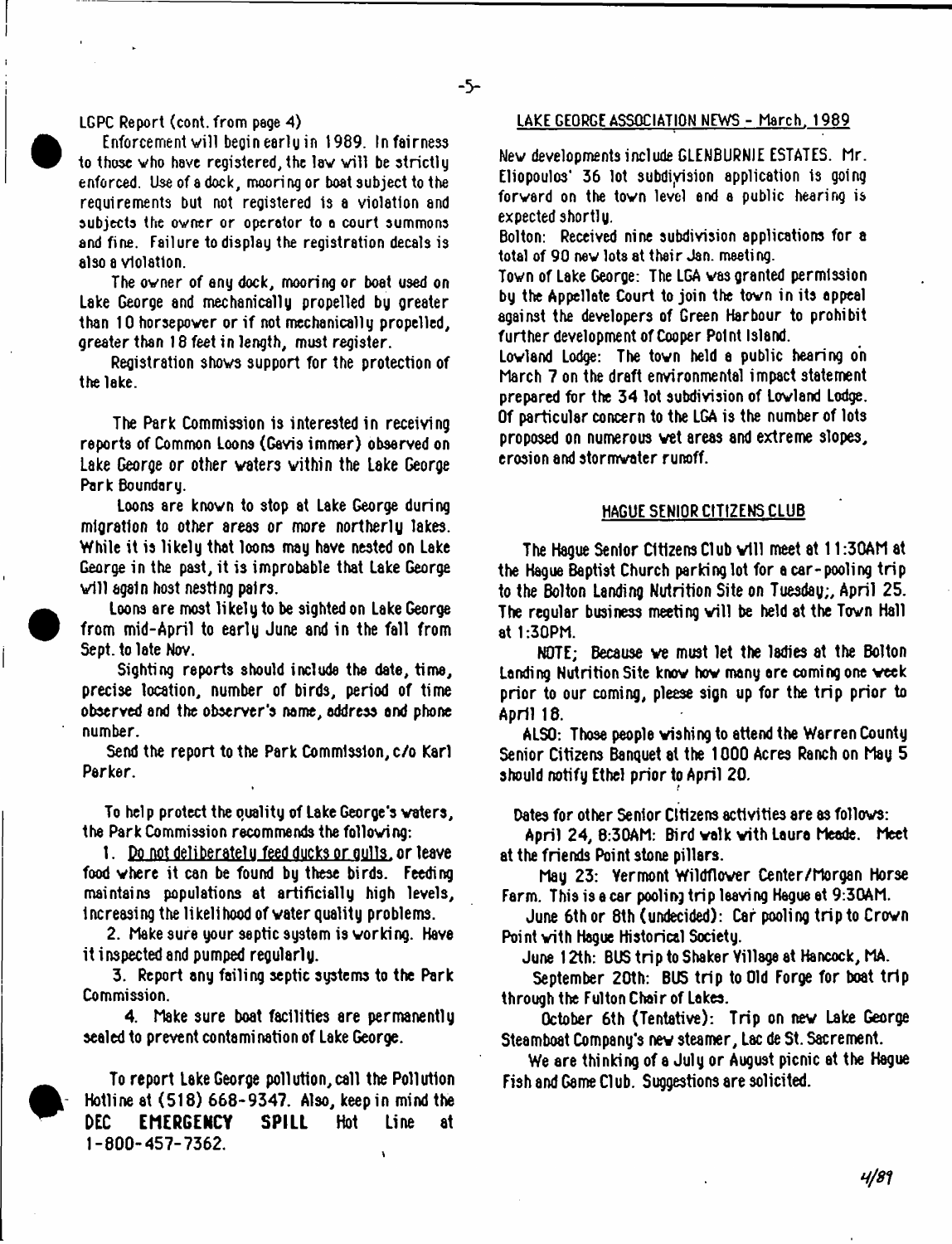LGPC Report (cont. from page 4)

Enforcement will begin early in 1989. In fairness to those who have registered, the law will be strictly enforced. Use of a dock, mooring or boat subject to the requirements but not registered is a violation and subjects the owner or operator to a court summons and fine. Failure to display the registration decals is also a violation.

The owner of any dock, mooring or boat used on Lake George and mechanically propelled by greater than 10 horsepower or if not mechanically propelled, greater than 18 feet in length, must register.

Registration shows support for the protection of the lake.

The Park Commission is interested in receiving reports of Common Loons (Gavia immer) observed on Lake George or other waters within the Lake George Park Boundary.

Loons are known to stop at Lake George during migration to other areas or more northerly lakes. While it is likely that loons may have nested on Lake George in the past, it is improbable that Lake George will again host nesting pairs.

Loons are most likely to be sighted on Lake George from mid-April to early June and in the fall from Sept. to late Nov.

Sighting reports should include the date, time, precise location, number of birds, period of time observed and the observer's name, address and phone number.

Send the report to the Park Commission, c/o Karl Parker.

To help protect the quality of Lake George's waters, the Park Commission recommends the following:

1. Do not deliberately feed ducks or gulls, or leave food where it can be found by these birds. Feeding maintains populations at artificially high levels, increasing the likelihood of water quality problems.

2. Make sure your septic system is working. Have it inspected and pumped regularly.

3. Report any failing septic systems to the Park Commission.

4. Make sure boat facilities are permanently sealed to prevent contamination of Lake George.

To report Lake George pollution, call the Pollution Hotline at (518) 668-9347. Also, keep in mind the **DEC EMERGENCY SPILL** Hot Line at 1-800-457-7362.

## LAKE GEORGE ASSOCIATION NEWS - March, 1989

New developments include GLENBURNIE ESTATES. Mr. Eliopoulos' 36 lot subdivision application is going forward on the town level and a public hearing is expected shortly.

Bolton: Received nine subdivision applications for a total of 90 new lots at their Jan. meeting.

Town of Lake George: The LGA was granted permission by the Appellate Court to join the town in its appeal against the developers of Green Harbour to prohibit further development of Cooper Point Island.

Lowland Lodge: The town held a public hearing on March 7 on the draft environmental impact statement prepared for the 34 lot subdivision of Lowland Lodge. Of particular concern to the LGA is the number of lots proposed on numerous wet areas and extreme slopes, erosion and stormwater runoff.

## HAGUE SENIOR CITIZENS CLUB

The Hague Senior Citizens Club will meet at 11:30AM at the Hague Baptist Church parking lot for a car-pooling trip to the Bolton Landing Nutrition Site on Tuesday;, April 25. The regular business meeting will be held at the Town Hall at 1:30PM.

NOTE; Because we must let the ladies at the Bolton Landing Nutrition Site know how many are coming one week prior to our coming, please sign up for the trip prior to April 18.

ALSO: Those people wishing to attend the Warren County Senior Citizens Banquet at the 1000 Acres Ranch on May 5 should notify Ethel prior to April 20.

Dates for other Senior Citizens activities are as follows:

April 24, 8:30AM: Bird walk with Laura Meade. Meet at the friends Point stone pillars.

May 23: Vermont Wildflower Center/Morgan Horse Farm. This is a car pooling trip leaving Hague at 9:30AM.

June 6th or 8th (undecided): Car pooling trip to Crown Point with Hague Historical Society.

June 12th: BUS trip to Shaker Village at Hancock, MA.

September 20th: BUS trip to Old Forge for boat trip through the Fulton Chair of Lakes.

October 6th (Tentative): Trip on new Lake George Steamboat Company's new steamer, Lac de St. Sacrement.

We are thinking of a July or August picnic at the Hague Fish and Game Club. Suggestions are solicited.

4/89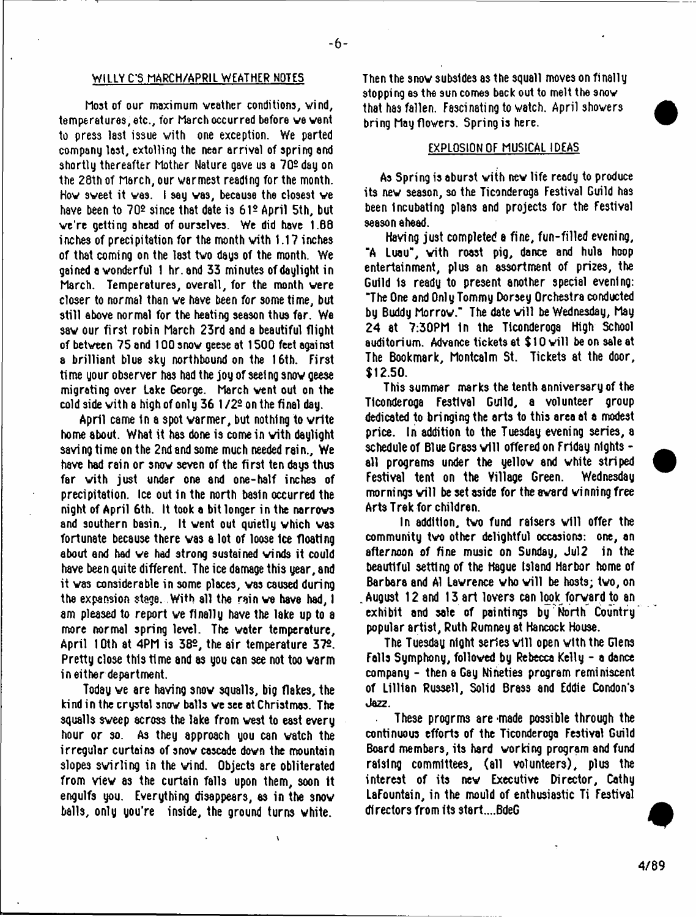## WILLY C'S MARCH/APRIL WEATHER NOTES

Most of our maximum weather conditions, wind, temperatures, etc., for March occurred before we went to press last issue with one exception. We parted company last, extolling the near arrival of spring and shortly thereafter Mother Nature gave us a 70º day on the 28th of March, our warmest reading for the month. How sweet it was. I say was, because the closest we have been to 70º since that date is 61º April 5th, but we're getting ahead of ourselves. We did have 1.88 inches of precipitation for the month with 1.17 inches of that coming on the last two days of the month. We gained a wonderful 1 hr. and 33 minutes of daylight in March. Temperatures, overall, for the month were closer to normal than we have been for some time, but still above normal for the heating season thus far. We saw our first robin March 23rd and a beautiful flight of between 75 and 100 snow geese at 1500 feet against a brilliant blue sky northbound on the 16th. First time your observer has had the joy of seeing snow geese migrating over Lake George. March went out on the cold side with a high of only 36 1/2º on the final day.

April came in a spot warmer, but nothing to write home about. What it has done is come in with daylight saving time on the 2nd and some much needed rain., We have had rain or snow seven of the first ten days thus far with just under one and one-half inches of precipitation. Ice out in the north basin occurred the night of April 6th. It took a bit longer in the narrows and southern basin., It went out quietly which was fortunate because there was a lot of loose ice floating about and had we had strong sustained winds it could have been quite different. The ice damage this year, and it was considerable in some places, was caused during the expansion stage. With all the rain we have had, I am pleased to report we finally have the lake up to a more normal spring level. The water temperature, April 10th at 4PM is 38º, the air temperature 37º. Pretty close this time and as you can see not too warm in either department.

Today we are having snow squalls, big flakes, the kind in the crystal snow balls we see at Christmas. The squalls sweep across the lake from west to east every hour or so. As they approach you can watch the irregular curtains of snow cascade down the mountain slopes swirling in the wind. Objects are obliterated from view as the curtain falls upon them, soon it engulfs you. Everything disappears, as in the snow balls, only you're inside, the ground turns white. Then the snow subsides as the squall moves on finally stopping as the sun comes back out to melt the snow that has fallen. Fascinating to watch. April showers bring May flowers. Spring is here.

## EXPLOSION OF MUSICAL IDEAS

As Spring is aburst with new life ready to produce its new season, so the Ticonderoga Festival Guild has been incubating plans and projects for the Festival season ahead.

Having just completed a fine, fun-filled evening, "A Luau", with roast pig, dance and hula hoop entertainment, plus an assortment of prizes, the Guild is ready to present another special evening: "The One and Only Tommy Dorsey Orchestra conducted by Buddy Morrow." The date will be Wednesday, May 24 at 7:30PM in the Ticonderoga High School auditorium. Advance tickets at $10 will be on sale at The Bookmark, Montcalm St. Tickets at the door, $12.50.

This summer marks the tenth anniversary of the Ticonderoga Festival Guild, a volunteer group dedicated to bringing the arts to this area at a modest price. In addition to the Tuesday evening series, a schedule of Blue Grass will offered on Friday nights - all programs under the yellow and white striped Festival tent on the Village Green. Wednesday mornings will be set aside for the award winning free Arts Trek for children.

In addition, two fund raisers will offer the community two other delightful occasions: one, an afternoon of fine music on Sunday, Jul2 in the beautiful setting of the Hague Island Harbor home of Barbara and Al Lawrence who will be hosts; two, on August 12 and 13 art lovers can look forward to an exhibit and sale of paintings by North Country popular artist, Ruth Rumney at Hancock House.

The Tuesday night series will open with the Glens Falls Symphony, followed by Rebecca Kelly - a dance company - then a Gay Nineties program reminiscent of Lillian Russell, Solid Brass and Eddie Condon's Jazz.

These progrms are made possible through the continuous efforts of the Ticonderoga Festival Guild Board members, its hard working program and fund raising committees, (all volunteers), plus the interest of its new Executive Director, Cathy LaFountain, in the mould of enthusiastic Ti Festival directors from its start....BdeG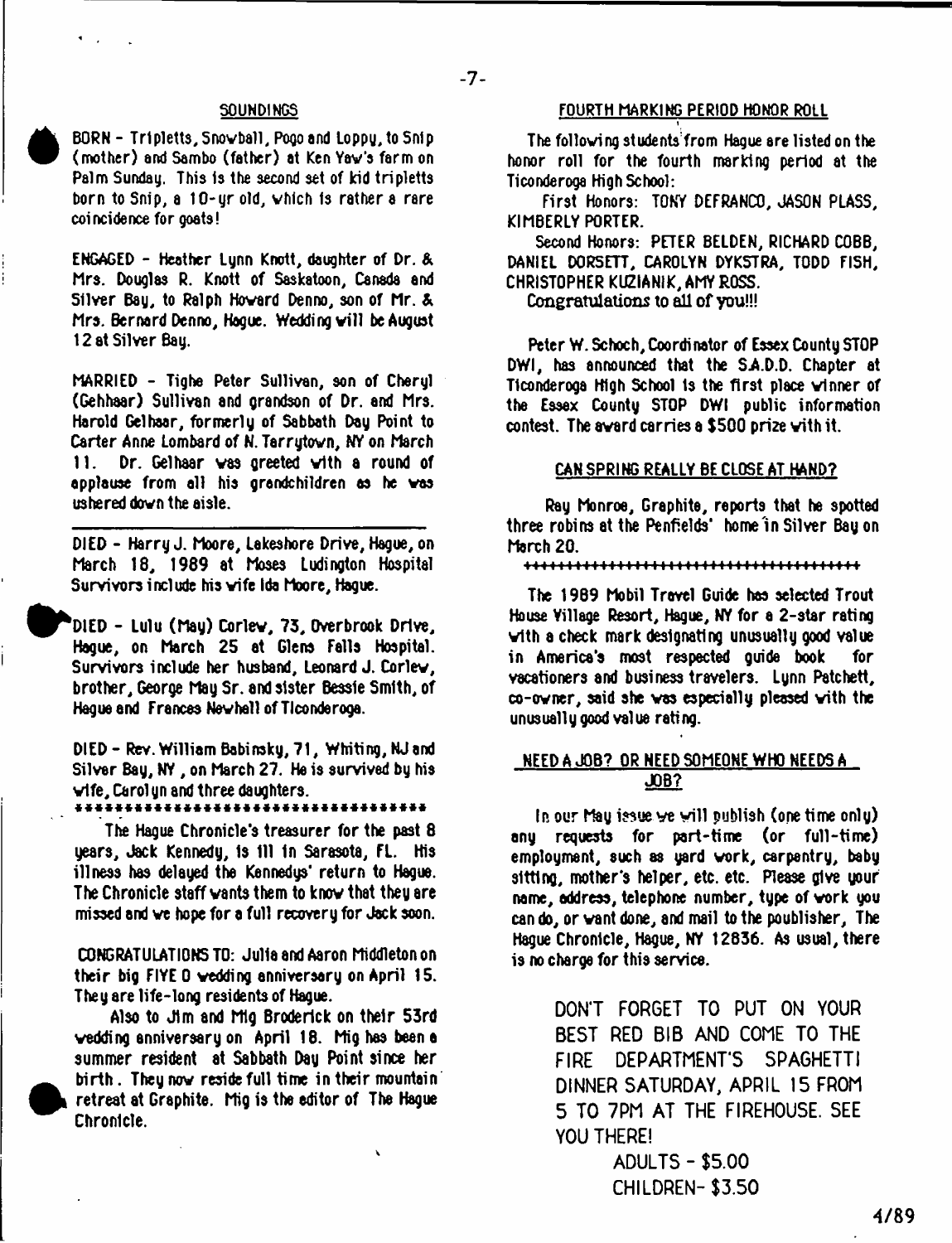## SOUNDINGS

BORN - Tripletts, Snowball, Pogo and Loppy, to Snip (mother) and Sambo (father) at Ken Yaw's farm on Palm Sunday. This is the second set of kid tripletts born to Snip, a 10-yr old, which is rather a rare coincidence for goats!

ENGAGED - Heather Lynn Knott, daughter of Dr. & Mrs. Douglas R. Knott of Saskatoon, Canada and Silver Bay, to Ralph Howard Denno, son of Mr. & Mrs. Bernard Denno, Hague. Wedding will be August 12 at Silver Bay.

MARRIED - Tighe Peter Sullivan, son of Cheryl (Gehhaar) Sullivan and grandson of Dr. and Mrs. Harold Gelhaar, formerly of Sabbath Day Point to Carter Anne Lombard of N. Tarrytown, NY on March 11. Dr. Gelhaar was greeted with a round of applause from all his grandchildren as he was ushered down the aisle.

---

DIED - Harry J. Moore, Lakeshore Drive, Hague, on March 18, 1989 at Moses Ludington Hospital Survivors include his wife Ida Moore, Hague.

DIED - Lulu (May) Corlew, 73, Overbrook Drive, Hague, on March 25 at Glens Falls Hospital. Survivors include her husband, Leonard J. Corlew, brother, George May Sr. and sister Bessie Smith, of Hague and Frances Newhall of Ticonderoga.

DIED - Rev. William Babinsky, 71, Whiting, NJ and Silver Bay, NY, on March 27. He is survived by his wife, Carolyn and three daughters.

\*\*\*\*\*\*\*\*\*\*\*\*\*\*\*\*\*\*\*\*\*\*\*\*\*\*\*\*\*\*\*\*\*\*\*\*

The Hague Chronicle's treasurer for the past 8 years, Jack Kennedy, is ill in Sarasota, FL. His illness has delayed the Kennedys' return to Hague. The Chronicle staff wants them to know that they are missed and we hope for a full recovery for Jack soon.

CONGRATULATIONS TO: Julia and Aaron Middleton on their big FIVE O wedding anniversary on April 15. They are life-long residents of Hague.

Also to Jim and Mig Broderick on their 53rd wedding anniversary on April 18. Mig has been a summer resident at Sabbath Day Point since her birth. They now reside full time in their mountain retreat at Graphite. Mig is the editor of The Hague Chronicle.

## FOURTH MARKING PERIOD HONOR ROLL

The following students from Hague are listed on the honor roll for the fourth marking period at the Ticonderoga High School:

First Honors: TONY DEFRANCO, JASON PLASS, KIMBERLY PORTER.

Second Honors: PETER BELDEN, RICHARD COBB, DANIEL DORSETT, CAROLYN DYKSTRA, TODD FISH, CHRISTOPHER KUZIANIK, AMY ROSS.

Congratulations to all of you!!!

Peter W. Schoch, Coordinator of Essex County STOP DWI, has announced that the S.A.D.D. Chapter at Ticonderoga High School is the first place winner of the Essex County STOP DWI public information contest. The award carries a $500 prize with it.

## CAN SPRING REALLY BE CLOSE AT HAND?

Ray Monroe, Graphite, reports that he spotted three robins at the Penfields' home in Silver Bay on March 20.

++++++++++++++++++++++++++++++++++++++

The 1989 Mobil Travel Guide has selected Trout House Village Resort, Hague, NY for a 2-star rating with a check mark designating unusually good value in America's most respected guide book for vacationers and business travelers. Lynn Patchett, co-owner, said she was especially pleased with the unusually good value rating.

## NEED A JOB? OR NEED SOMEONE WHO NEEDS A JOB?

In our May issue we will publish (one time only) any requests for part-time (or full-time) employment, such as yard work, carpentry, baby sitting, mother's helper, etc. etc. Please give your name, address, telephone number, type of work you can do, or want done, and mail to the poublisher, The Hague Chronicle, Hague, NY 12836. As usual, there is no charge for this service.

DON'T FORGET TO PUT ON YOUR BEST RED BIB AND COME TO THE FIRE DEPARTMENT'S SPAGHETTI DINNER SATURDAY, APRIL 15 FROM 5 TO 7PM AT THE FIREHOUSE. SEE YOU THERE!

ADULTS - $5.00
CHILDREN- $3.50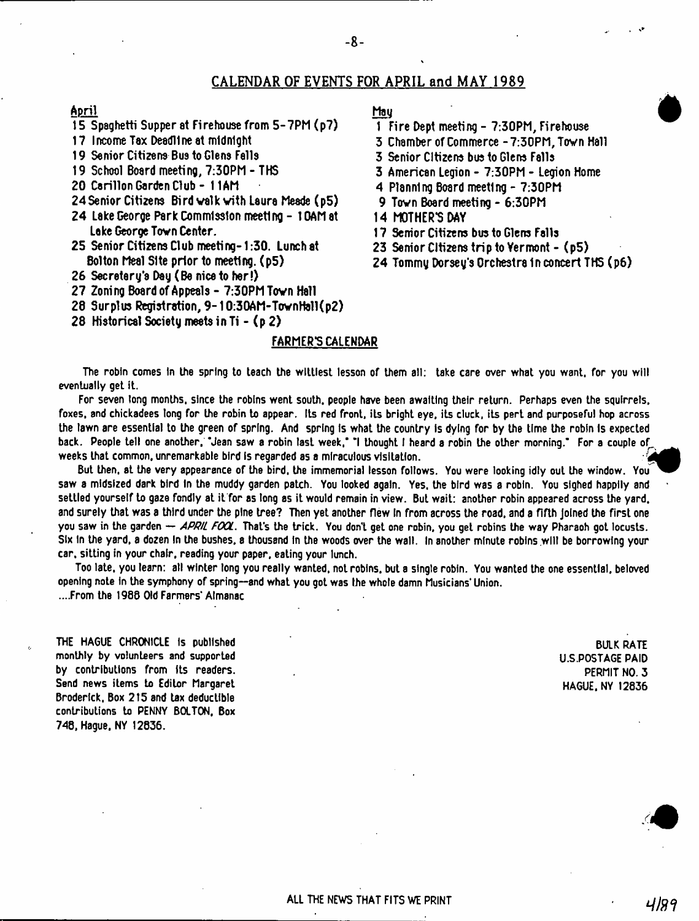## CALENDAR OF EVENTS FOR APRIL and MAY 1989

### April

15 Spaghetti Supper at Firehouse from 5-7PM (p7)
17 Income Tax Deadline at midnight
19 Senior Citizens Bus to Glens Falls
19 School Board meeting, 7:30PM - THS
20 Carillon Garden Club - 11AM
24 Senior Citizens Bird walk with Laura Meade (p5)
24 Lake George Park Commission meeting - 10AM at Lake George Town Center.
25 Senior Citizens Club meeting-1:30. Lunch at Bolton Meal Site prior to meeting. (p5)
26 Secretary's Day (Be nice to her!)
27 Zoning Board of Appeals - 7:30PM Town Hall
28 Surplus Registration, 9-10:30AM-TownHall(p2)
28 Historical Society meets in Ti - (p 2)

### May

1 Fire Dept meeting - 7:30PM, Firehouse
3 Chamber of Commerce - 7:30PM, Town Hall
3 Senior Citizens bus to Glens Falls
3 American Legion - 7:30PM - Legion Home
4 Planning Board meeting - 7:30PM
9 Town Board meeting - 6:30PM
14 MOTHER'S DAY
17 Senior Citizens bus to Glens Falls
23 Senior Citizens trip to Vermont - (p5)
24 Tommy Dorsey's Orchestra in concert THS (p6)

## FARMER'S CALENDAR

The robin comes in the spring to teach the wittiest lesson of them all: take care over what you want, for you will eventually get it.

For seven long months, since the robins went south, people have been awaiting their return. Perhaps even the squirrels, foxes, and chickadees long for the robin to appear. Its red front, its bright eye, its cluck, its pert and purposeful hop across the lawn are essential to the green of spring. And spring is what the country is dying for by the time the robin is expected back. People tell one another, "Jean saw a robin last week," "I thought I heard a robin the other morning." For a couple of weeks that common, unremarkable bird is regarded as a miraculous visitation.

But then, at the very appearance of the bird, the immemorial lesson follows. You were looking idly out the window. You saw a midsized dark bird in the muddy garden patch. You looked again. Yes, the bird was a robin. You sighed happily and settled yourself to gaze fondly at it for as long as it would remain in view. But wait: another robin appeared across the yard, and surely that was a third under the pine tree? Then yet another flew in from across the road, and a fifth joined the first one you saw in the garden — *APRIL FOOL*. That's the trick. You don't get one robin, you get robins the way Pharaoh got locusts. Six in the yard, a dozen in the bushes, a thousand in the woods over the wall. In another minute robins will be borrowing your car, sitting in your chair, reading your paper, eating your lunch.

Too late, you learn: all winter long you really wanted, not robins, but a single robin. You wanted the one essential, beloved opening note in the symphony of spring--and what you got was the whole damn Musicians' Union.

....From the 1988 Old Farmers' Almanac

THE HAGUE CHRONICLE is published monthly by volunteers and supported by contributions from its readers. Send news items to Editor Margaret Broderick, Box 215 and tax deductible contributions to PENNY BOLTON, Box 748, Hague, NY 12836.

BULK RATE
U.S.POSTAGE PAID
PERMIT NO. 3
HAGUE, NY 12836

ALL THE NEWS THAT FITS WE PRINT

4/89